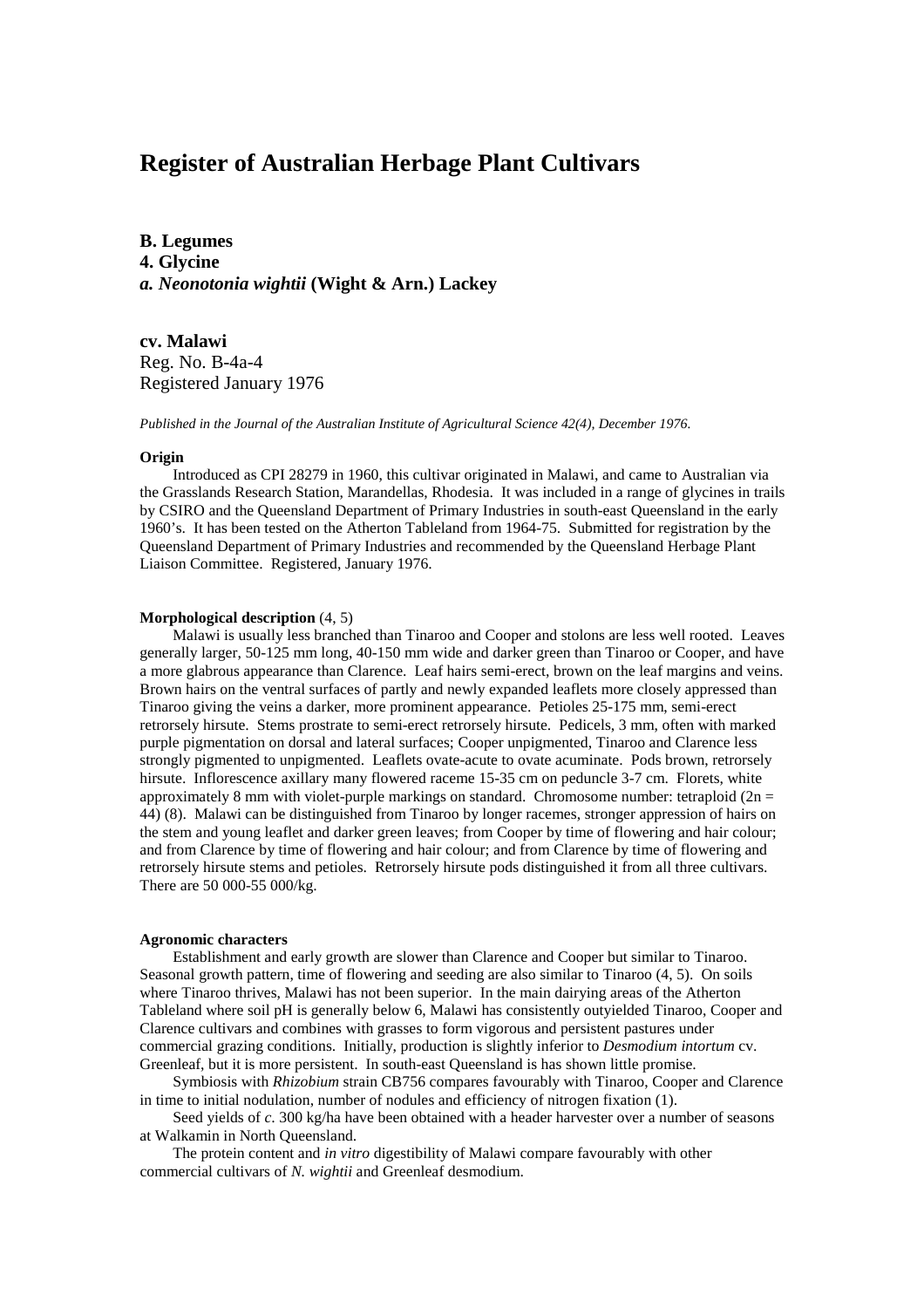# Register of Australian Herbage Plant Cultivars

**B. Legumes**
**4. Glycine**
***a. Neonotonia wightii* (Wight & Arn.) Lackey**

**cv. Malawi**
Reg. No. B-4a-4
Registered January 1976

*Published in the Journal of the Australian Institute of Agricultural Science 42(4), December 1976.*

#### Origin

Introduced as CPI 28279 in 1960, this cultivar originated in Malawi, and came to Australian via the Grasslands Research Station, Marandellas, Rhodesia. It was included in a range of glycines in trails by CSIRO and the Queensland Department of Primary Industries in south-east Queensland in the early 1960's. It has been tested on the Atherton Tableland from 1964-75. Submitted for registration by the Queensland Department of Primary Industries and recommended by the Queensland Herbage Plant Liaison Committee. Registered, January 1976.

#### Morphological description (4, 5)

Malawi is usually less branched than Tinaroo and Cooper and stolons are less well rooted. Leaves generally larger, 50-125 mm long, 40-150 mm wide and darker green than Tinaroo or Cooper, and have a more glabrous appearance than Clarence. Leaf hairs semi-erect, brown on the leaf margins and veins. Brown hairs on the ventral surfaces of partly and newly expanded leaflets more closely appressed than Tinaroo giving the veins a darker, more prominent appearance. Petioles 25-175 mm, semi-erect retrorsely hirsute. Stems prostrate to semi-erect retrorsely hirsute. Pedicels, 3 mm, often with marked purple pigmentation on dorsal and lateral surfaces; Cooper unpigmented, Tinaroo and Clarence less strongly pigmented to unpigmented. Leaflets ovate-acute to ovate acuminate. Pods brown, retrorsely hirsute. Inflorescence axillary many flowered raceme 15-35 cm on peduncle 3-7 cm. Florets, white approximately 8 mm with violet-purple markings on standard. Chromosome number: tetraploid ($2n = 44$) (8). Malawi can be distinguished from Tinaroo by longer racemes, stronger appression of hairs on the stem and young leaflet and darker green leaves; from Cooper by time of flowering and hair colour; and from Clarence by time of flowering and hair colour; and from Clarence by time of flowering and retrorsely hirsute stems and petioles. Retrorsely hirsute pods distinguished it from all three cultivars. There are 50 000-55 000/kg.

#### Agronomic characters

Establishment and early growth are slower than Clarence and Cooper but similar to Tinaroo. Seasonal growth pattern, time of flowering and seeding are also similar to Tinaroo (4, 5). On soils where Tinaroo thrives, Malawi has not been superior. In the main dairying areas of the Atherton Tableland where soil pH is generally below 6, Malawi has consistently outyielded Tinaroo, Cooper and Clarence cultivars and combines with grasses to form vigorous and persistent pastures under commercial grazing conditions. Initially, production is slightly inferior to *Desmodium intortum* cv. Greenleaf, but it is more persistent. In south-east Queensland is has shown little promise.

Symbiosis with *Rhizobium* strain CB756 compares favourably with Tinaroo, Cooper and Clarence in time to initial nodulation, number of nodules and efficiency of nitrogen fixation (1).

Seed yields of *c.* 300 kg/ha have been obtained with a header harvester over a number of seasons at Walkamin in North Queensland.

The protein content and *in vitro* digestibility of Malawi compare favourably with other commercial cultivars of *N. wightii* and Greenleaf desmodium.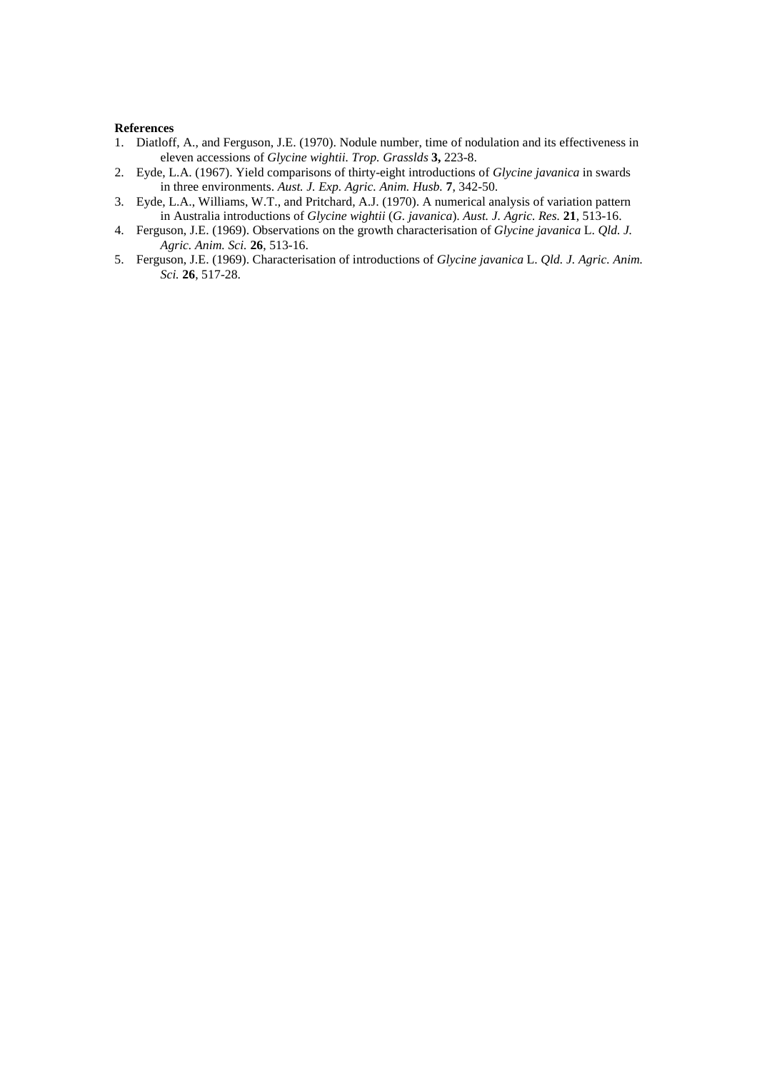**References**

1. Diatloff, A., and Ferguson, J.E. (1970). Nodule number, time of nodulation and its effectiveness in eleven accessions of *Glycine wightii. Trop. Grasslds* **3,** 223-8.
2. Eyde, L.A. (1967). Yield comparisons of thirty-eight introductions of *Glycine javanica* in swards in three environments. *Aust. J. Exp. Agric. Anim. Husb.* **7**, 342-50.
3. Eyde, L.A., Williams, W.T., and Pritchard, A.J. (1970). A numerical analysis of variation pattern in Australia introductions of *Glycine wightii* (*G. javanica*). *Aust. J. Agric. Res.* **21**, 513-16.
4. Ferguson, J.E. (1969). Observations on the growth characterisation of *Glycine javanica* L. *Qld. J. Agric. Anim. Sci.* **26**, 513-16.
5. Ferguson, J.E. (1969). Characterisation of introductions of *Glycine javanica* L. *Qld. J. Agric. Anim. Sci.* **26**, 517-28.